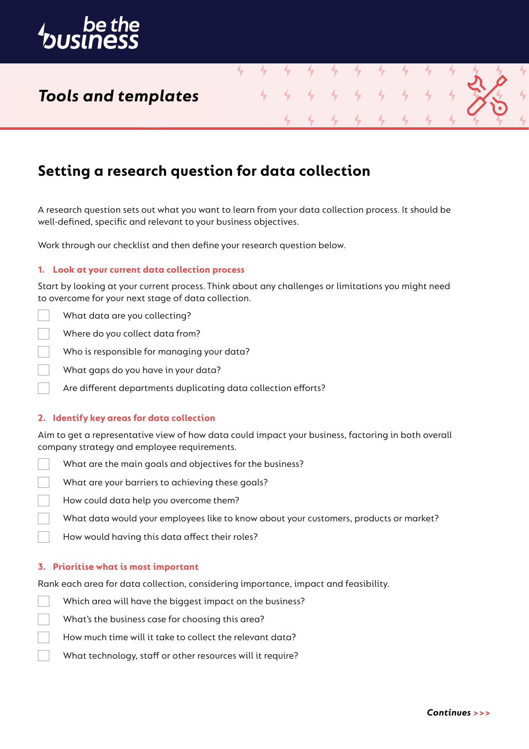be the business

*Tools and templates*

# Setting a research question for data collection

A research question sets out what you want to learn from your data collection process. It should be well-defined, specific and relevant to your business objectives.

Work through our checklist and then define your research question below.

### 1. Look at your current data collection process

Start by looking at your current process. Think about any challenges or limitations you might need to overcome for your next stage of data collection.

- [ ] What data are you collecting?
- [ ] Where do you collect data from?
- [ ] Who is responsible for managing your data?
- [ ] What gaps do you have in your data?
- [ ] Are different departments duplicating data collection efforts?

### 2. Identify key areas for data collection

Aim to get a representative view of how data could impact your business, factoring in both overall company strategy and employee requirements.

- [ ] What are the main goals and objectives for the business?
- [ ] What are your barriers to achieving these goals?
- [ ] How could data help you overcome them?
- [ ] What data would your employees like to know about your customers, products or market?
- [ ] How would having this data affect their roles?

### 3. Prioritise what is most important

Rank each area for data collection, considering importance, impact and feasibility.

- [ ] Which area will have the biggest impact on the business?
- [ ] What's the business case for choosing this area?
- [ ] How much time will it take to collect the relevant data?
- [ ] What technology, staff or other resources will it require?

***Continues >>>***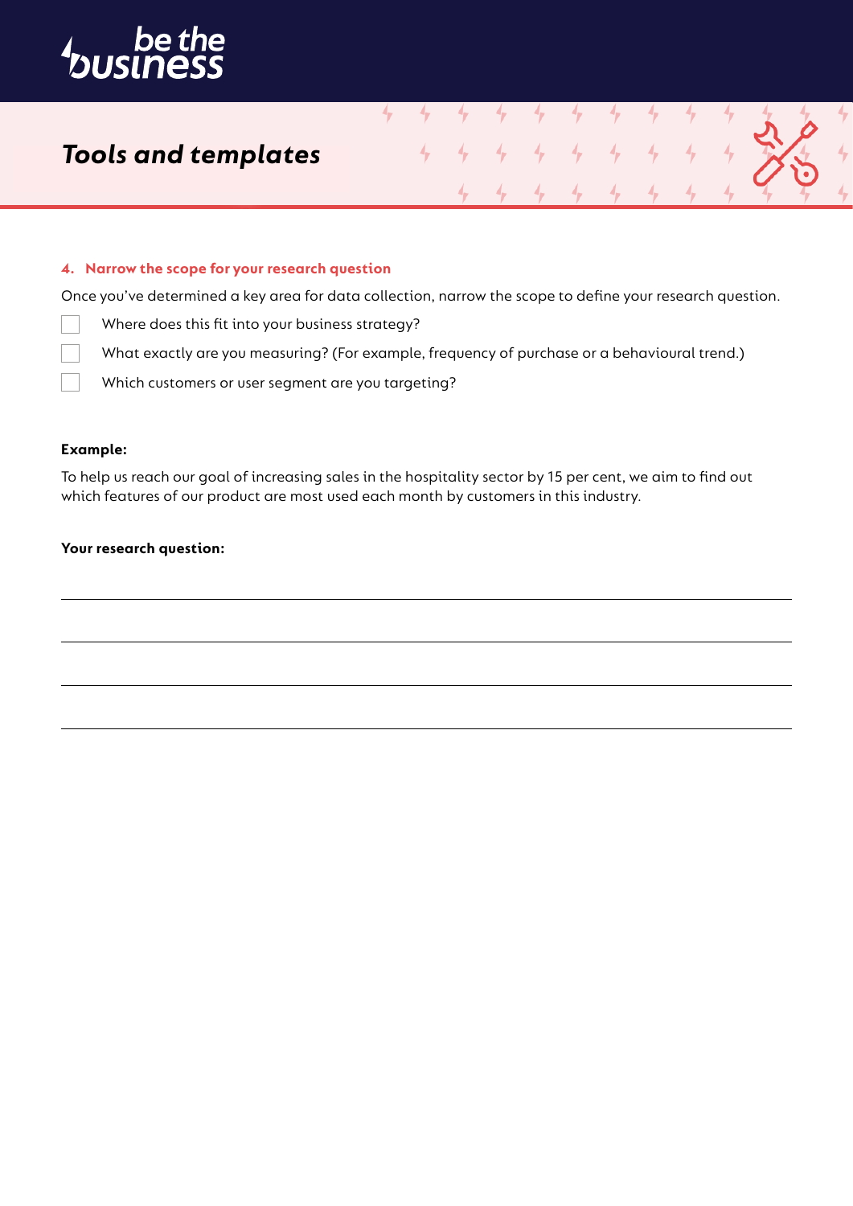# Tools and templates

### 4. Narrow the scope for your research question

Once you've determined a key area for data collection, narrow the scope to define your research question.

- [ ] Where does this fit into your business strategy?
- [ ] What exactly are you measuring? (For example, frequency of purchase or a behavioural trend.)
- [ ] Which customers or user segment are you targeting?

**Example:**

To help us reach our goal of increasing sales in the hospitality sector by 15 per cent, we aim to find out which features of our product are most used each month by customers in this industry.

**Your research question:**

___

___

___

___